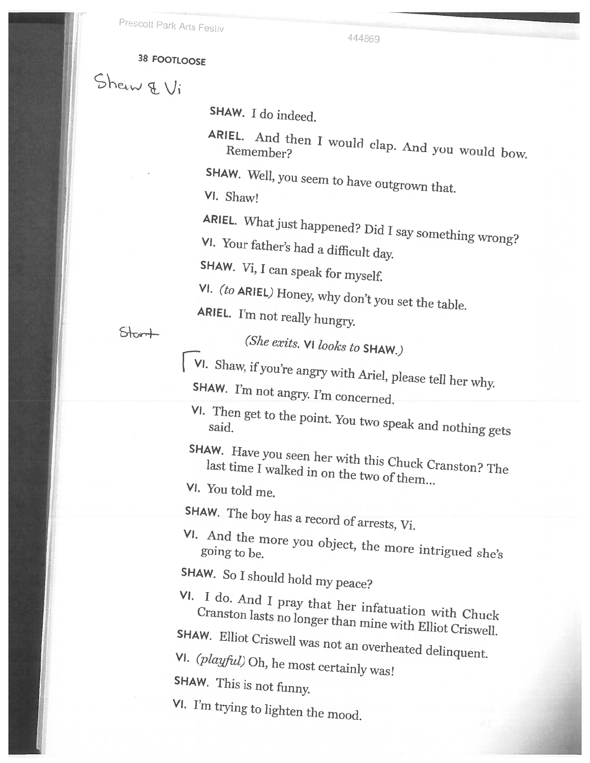Shaw & Vi

**SHAW.** I do indeed.

**ARIEL.** And then I would clap. And you would bow. Remember?

**SHAW.** Well, you seem to have outgrown that.

**VI.** Shaw!

**ARIEL.** What just happened? Did I say something wrong?

**VI.** Your father's had a difficult day.

**SHAW.** Vi, I can speak for myself.

**VI.** *(to* **ARIEL***)* Honey, why don't you set the table.

**ARIEL.** I'm not really hungry.

Start

*(She exits.* **VI** *looks to* **SHAW.***)*

**VI.** Shaw, if you're angry with Ariel, please tell her why.

**SHAW.** I'm not angry. I'm concerned.

**VI.** Then get to the point. You two speak and nothing gets said.

**SHAW.** Have you seen her with this Chuck Cranston? The last time I walked in on the two of them...

**VI.** You told me.

**SHAW.** The boy has a record of arrests, Vi.

**VI.** And the more you object, the more intrigued she's going to be.

**SHAW.** So I should hold my peace?

**VI.** I do. And I pray that her infatuation with Chuck Cranston lasts no longer than mine with Elliot Criswell.

**SHAW.** Elliot Criswell was not an overheated delinquent.

**VI.** *(playful)* Oh, he most certainly was!

**SHAW.** This is not funny.

**VI.** I'm trying to lighten the mood.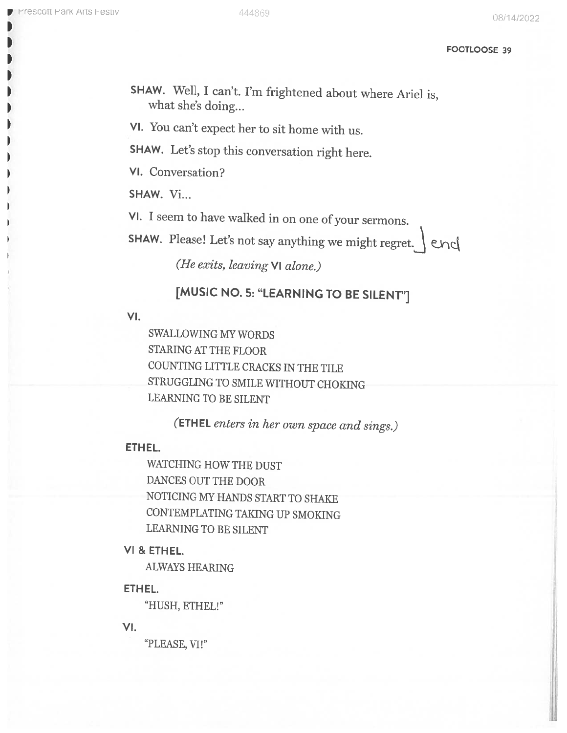**SHAW.** Well, I can't. I'm frightened about where Ariel is, what she's doing...

**VI.** You can't expect her to sit home with us.

**SHAW.** Let's stop this conversation right here.

**VI.** Conversation?

**SHAW.** Vi...

**VI.** I seem to have walked in on one of your sermons.

**SHAW.** Please! Let's not say anything we might regret. ] end

*(He exits, leaving* **VI** *alone.)*

**[MUSIC NO. 5: "LEARNING TO BE SILENT"]**

**VI.**

SWALLOWING MY WORDS
STARING AT THE FLOOR
COUNTING LITTLE CRACKS IN THE TILE
STRUGGLING TO SMILE WITHOUT CHOKING
LEARNING TO BE SILENT

*(**ETHEL** enters in her own space and sings.)*

**ETHEL.**

WATCHING HOW THE DUST
DANCES OUT THE DOOR
NOTICING MY HANDS START TO SHAKE
CONTEMPLATING TAKING UP SMOKING
LEARNING TO BE SILENT

**VI & ETHEL.**

ALWAYS HEARING

**ETHEL.**

"HUSH, ETHEL!"

**VI.**

"PLEASE, VI!"